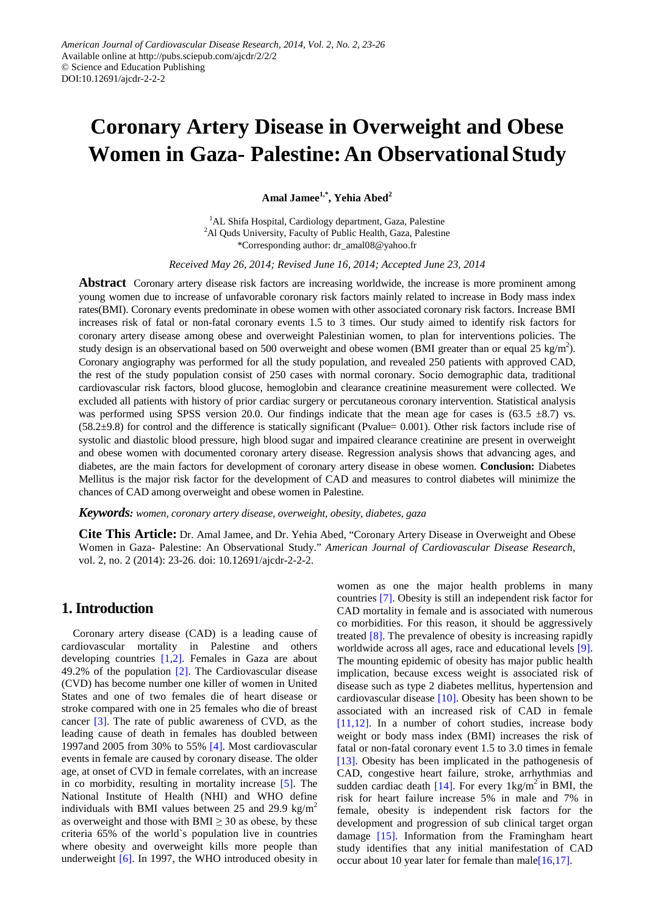# Coronary Artery Disease in Overweight and Obese Women in Gaza- Palestine: An Observational Study

**Amal Jamee[1,*], Yehia Abed[2]**

[1]AL Shifa Hospital, Cardiology department, Gaza, Palestine
[2]Al Quds University, Faculty of Public Health, Gaza, Palestine
*Corresponding author: dr_amal08@yahoo.fr

*Received May 26, 2014; Revised June 16, 2014; Accepted June 23, 2014*

**Abstract** Coronary artery disease risk factors are increasing worldwide, the increase is more prominent among young women due to increase of unfavorable coronary risk factors mainly related to increase in Body mass index rates(BMI). Coronary events predominate in obese women with other associated coronary risk factors. Increase BMI increases risk of fatal or non-fatal coronary events 1.5 to 3 times. Our study aimed to identify risk factors for coronary artery disease among obese and overweight Palestinian women, to plan for interventions policies. The study design is an observational based on 500 overweight and obese women (BMI greater than or equal 25 kg/m$^2$). Coronary angiography was performed for all the study population, and revealed 250 patients with approved CAD, the rest of the study population consist of 250 cases with normal coronary. Socio demographic data, traditional cardiovascular risk factors, blood glucose, hemoglobin and clearance creatinine measurement were collected. We excluded all patients with history of prior cardiac surgery or percutaneous coronary intervention. Statistical analysis was performed using SPSS version 20.0. Our findings indicate that the mean age for cases is (63.5 ±8.7) vs. (58.2±9.8) for control and the difference is statically significant (Pvalue= 0.001). Other risk factors include rise of systolic and diastolic blood pressure, high blood sugar and impaired clearance creatinine are present in overweight and obese women with documented coronary artery disease. Regression analysis shows that advancing ages, and diabetes, are the main factors for development of coronary artery disease in obese women. **Conclusion:** Diabetes Mellitus is the major risk factor for the development of CAD and measures to control diabetes will minimize the chances of CAD among overweight and obese women in Palestine.

***Keywords:*** *women, coronary artery disease, overweight, obesity, diabetes, gaza*

**Cite This Article:** Dr. Amal Jamee, and Dr. Yehia Abed, "Coronary Artery Disease in Overweight and Obese Women in Gaza- Palestine: An Observational Study." *American Journal of Cardiovascular Disease Research*, vol. 2, no. 2 (2014): 23-26. doi: 10.12691/ajcdr-2-2-2.

## 1. Introduction

Coronary artery disease (CAD) is a leading cause of cardiovascular mortality in Palestine and others developing countries [1,2]. Females in Gaza are about 49.2% of the population [2]. The Cardiovascular disease (CVD) has become number one killer of women in United States and one of two females die of heart disease or stroke compared with one in 25 females who die of breast cancer [3]. The rate of public awareness of CVD, as the leading cause of death in females has doubled between 1997and 2005 from 30% to 55% [4]. Most cardiovascular events in female are caused by coronary disease. The older age, at onset of CVD in female correlates, with an increase in co morbidity, resulting in mortality increase [5]. The National Institute of Health (NHI) and WHO define individuals with BMI values between 25 and 29.9 kg/m$^2$ as overweight and those with BMI $\geq$ 30 as obese, by these criteria 65% of the world`s population live in countries where obesity and overweight kills more people than underweight [6]. In 1997, the WHO introduced obesity in women as one the major health problems in many countries [7]. Obesity is still an independent risk factor for CAD mortality in female and is associated with numerous co morbidities. For this reason, it should be aggressively treated [8]. The prevalence of obesity is increasing rapidly worldwide across all ages, race and educational levels [9]. The mounting epidemic of obesity has major public health implication, because excess weight is associated risk of disease such as type 2 diabetes mellitus, hypertension and cardiovascular disease [10]. Obesity has been shown to be associated with an increased risk of CAD in female [11,12]. In a number of cohort studies, increase body weight or body mass index (BMI) increases the risk of fatal or non-fatal coronary event 1.5 to 3.0 times in female [13]. Obesity has been implicated in the pathogenesis of CAD, congestive heart failure, stroke, arrhythmias and sudden cardiac death [14]. For every 1kg/m$^2$ in BMI, the risk for heart failure increase 5% in male and 7% in female, obesity is independent risk factors for the development and progression of sub clinical target organ damage [15]. Information from the Framingham heart study identifies that any initial manifestation of CAD occur about 10 year later for female than male[16,17].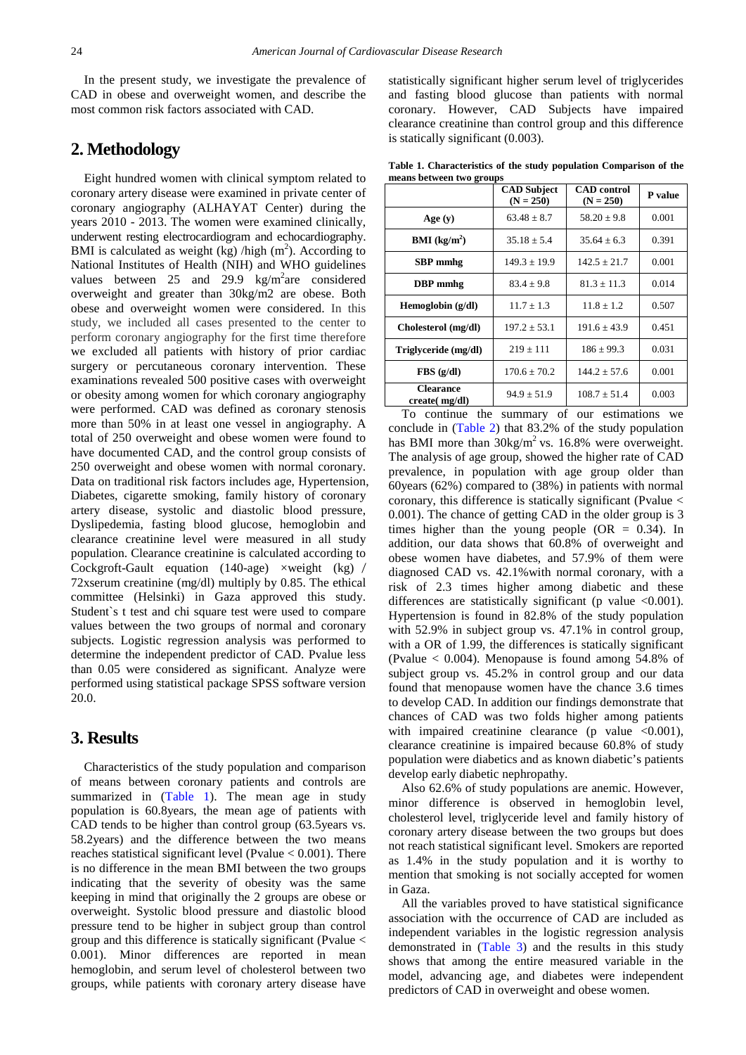In the present study, we investigate the prevalence of CAD in obese and overweight women, and describe the most common risk factors associated with CAD.

## 2. Methodology

Eight hundred women with clinical symptom related to coronary artery disease were examined in private center of coronary angiography (ALHAYAT Center) during the years 2010 - 2013. The women were examined clinically, underwent resting electrocardiogram and echocardiography. BMI is calculated as weight (kg) /high ($m^2$). According to National Institutes of Health (NIH) and WHO guidelines values between 25 and 29.9 $kg/m^2$are considered overweight and greater than 30kg/m2 are obese. Both obese and overweight women were considered. In this study, we included all cases presented to the center to perform coronary angiography for the first time therefore we excluded all patients with history of prior cardiac surgery or percutaneous coronary intervention. These examinations revealed 500 positive cases with overweight or obesity among women for which coronary angiography were performed. CAD was defined as coronary stenosis more than 50% in at least one vessel in angiography. A total of 250 overweight and obese women were found to have documented CAD, and the control group consists of 250 overweight and obese women with normal coronary. Data on traditional risk factors includes age, Hypertension, Diabetes, cigarette smoking, family history of coronary artery disease, systolic and diastolic blood pressure, Dyslipedemia, fasting blood glucose, hemoglobin and clearance creatinine level were measured in all study population. Clearance creatinine is calculated according to Cockgroft-Gault equation (140-age) ×weight (kg) / 72xserum creatinine (mg/dl) multiply by 0.85. The ethical committee (Helsinki) in Gaza approved this study. Student`s t test and chi square test were used to compare values between the two groups of normal and coronary subjects. Logistic regression analysis was performed to determine the independent predictor of CAD. Pvalue less than 0.05 were considered as significant. Analyze were performed using statistical package SPSS software version 20.0.

## 3. Results

Characteristics of the study population and comparison of means between coronary patients and controls are summarized in (Table 1). The mean age in study population is 60.8years, the mean age of patients with CAD tends to be higher than control group (63.5years vs. 58.2years) and the difference between the two means reaches statistical significant level (Pvalue < 0.001). There is no difference in the mean BMI between the two groups indicating that the severity of obesity was the same keeping in mind that originally the 2 groups are obese or overweight. Systolic blood pressure and diastolic blood pressure tend to be higher in subject group than control group and this difference is statically significant (Pvalue < 0.001). Minor differences are reported in mean hemoglobin, and serum level of cholesterol between two groups, while patients with coronary artery disease have statistically significant higher serum level of triglycerides and fasting blood glucose than patients with normal coronary. However, CAD Subjects have impaired clearance creatinine than control group and this difference is statically significant (0.003).

**Table 1. Characteristics of the study population Comparison of the means between two groups**

| | CAD Subject (N = 250) | CAD control (N = 250) | P value |
|---|---|---|---|
| Age (y) | 63.48 ± 8.7 | 58.20 ± 9.8 | 0.001 |
| BMI ($kg/m^2$) | 35.18 ± 5.4 | 35.64 ± 6.3 | 0.391 |
| SBP mmhg | 149.3 ± 19.9 | 142.5 ± 21.7 | 0.001 |
| DBP mmhg | 83.4 ± 9.8 | 81.3 ± 11.3 | 0.014 |
| Hemoglobin (g/dl) | 11.7 ± 1.3 | 11.8 ± 1.2 | 0.507 |
| Cholesterol (mg/dl) | 197.2 ± 53.1 | 191.6 ± 43.9 | 0.451 |
| Triglyceride (mg/dl) | 219 ± 111 | 186 ± 99.3 | 0.031 |
| FBS (g/dl) | 170.6 ± 70.2 | 144.2 ± 57.6 | 0.001 |
| Clearance create( mg/dl) | 94.9 ± 51.9 | 108.7 ± 51.4 | 0.003 |

To continue the summary of our estimations we conclude in (Table 2) that 83.2% of the study population has BMI more than 30$kg/m^2$ vs. 16.8% were overweight. The analysis of age group, showed the higher rate of CAD prevalence, in population with age group older than 60years (62%) compared to (38%) in patients with normal coronary, this difference is statically significant (Pvalue < 0.001). The chance of getting CAD in the older group is 3 times higher than the young people (OR = 0.34). In addition, our data shows that 60.8% of overweight and obese women have diabetes, and 57.9% of them were diagnosed CAD vs. 42.1%with normal coronary, with a risk of 2.3 times higher among diabetic and these differences are statistically significant (p value <0.001). Hypertension is found in 82.8% of the study population with 52.9% in subject group vs. 47.1% in control group, with a OR of 1.99, the differences is statically significant (Pvalue < 0.004). Menopause is found among 54.8% of subject group vs. 45.2% in control group and our data found that menopause women have the chance 3.6 times to develop CAD. In addition our findings demonstrate that chances of CAD was two folds higher among patients with impaired creatinine clearance (p value <0.001), clearance creatinine is impaired because 60.8% of study population were diabetics and as known diabetic's patients develop early diabetic nephropathy.

Also 62.6% of study populations are anemic. However, minor difference is observed in hemoglobin level, cholesterol level, triglyceride level and family history of coronary artery disease between the two groups but does not reach statistical significant level. Smokers are reported as 1.4% in the study population and it is worthy to mention that smoking is not socially accepted for women in Gaza.

All the variables proved to have statistical significance association with the occurrence of CAD are included as independent variables in the logistic regression analysis demonstrated in (Table 3) and the results in this study shows that among the entire measured variable in the model, advancing age, and diabetes were independent predictors of CAD in overweight and obese women.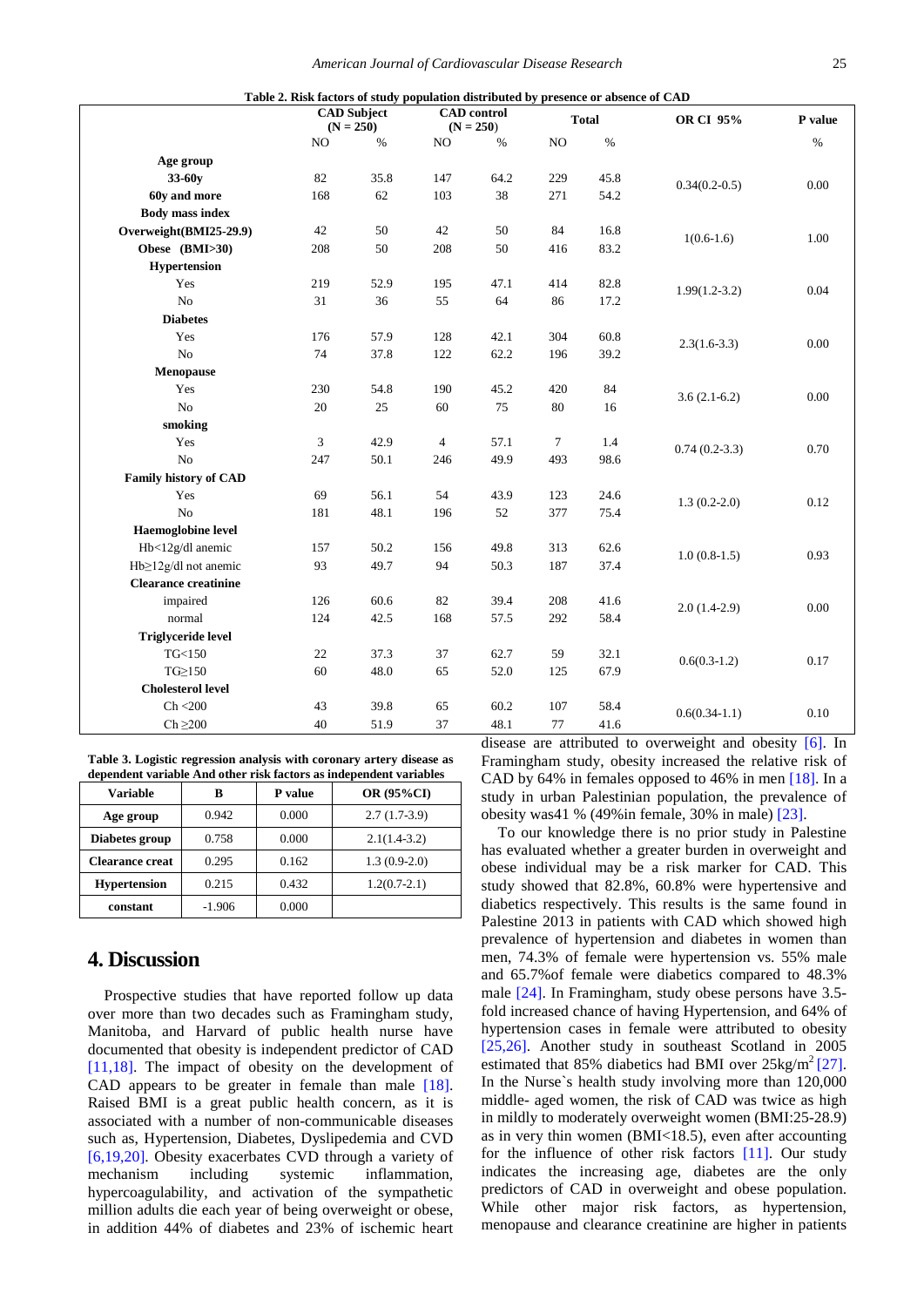**Table 2. Risk factors of study population distributed by presence or absence of CAD**

| | CAD Subject (N = 250) | | CAD control (N = 250) | | Total | | OR CI 95% | P value |
|---|---|---|---|---|---|---|---|---|
| | NO | % | NO | % | NO | % | | % |
| **Age group** | | | | | | | | |
| **33-60y** | 82 | 35.8 | 147 | 64.2 | 229 | 45.8 | 0.34(0.2-0.5) | 0.00 |
| **60y and more** | 168 | 62 | 103 | 38 | 271 | 54.2 | | |
| **Body mass index** | | | | | | | | |
| **Overweight(BMI25-29.9)** | 42 | 50 | 42 | 50 | 84 | 16.8 | 1(0.6-1.6) | 1.00 |
| **Obese (BMI>30)** | 208 | 50 | 208 | 50 | 416 | 83.2 | | |
| **Hypertension** | | | | | | | | |
| Yes | 219 | 52.9 | 195 | 47.1 | 414 | 82.8 | 1.99(1.2-3.2) | 0.04 |
| No | 31 | 36 | 55 | 64 | 86 | 17.2 | | |
| **Diabetes** | | | | | | | | |
| Yes | 176 | 57.9 | 128 | 42.1 | 304 | 60.8 | 2.3(1.6-3.3) | 0.00 |
| No | 74 | 37.8 | 122 | 62.2 | 196 | 39.2 | | |
| **Menopause** | | | | | | | | |
| Yes | 230 | 54.8 | 190 | 45.2 | 420 | 84 | 3.6 (2.1-6.2) | 0.00 |
| No | 20 | 25 | 60 | 75 | 80 | 16 | | |
| **smoking** | | | | | | | | |
| Yes | 3 | 42.9 | 4 | 57.1 | 7 | 1.4 | 0.74 (0.2-3.3) | 0.70 |
| No | 247 | 50.1 | 246 | 49.9 | 493 | 98.6 | | |
| **Family history of CAD** | | | | | | | | |
| Yes | 69 | 56.1 | 54 | 43.9 | 123 | 24.6 | 1.3 (0.2-2.0) | 0.12 |
| No | 181 | 48.1 | 196 | 52 | 377 | 75.4 | | |
| **Haemoglobine level** | | | | | | | | |
| Hb<12g/dl anemic | 157 | 50.2 | 156 | 49.8 | 313 | 62.6 | 1.0 (0.8-1.5) | 0.93 |
| Hb≥12g/dl not anemic | 93 | 49.7 | 94 | 50.3 | 187 | 37.4 | | |
| **Clearance creatinine** | | | | | | | | |
| impaired | 126 | 60.6 | 82 | 39.4 | 208 | 41.6 | 2.0 (1.4-2.9) | 0.00 |
| normal | 124 | 42.5 | 168 | 57.5 | 292 | 58.4 | | |
| **Triglyceride level** | | | | | | | | |
| TG<150 | 22 | 37.3 | 37 | 62.7 | 59 | 32.1 | 0.6(0.3-1.2) | 0.17 |
| TG≥150 | 60 | 48.0 | 65 | 52.0 | 125 | 67.9 | | |
| **Cholesterol level** | | | | | | | | |
| Ch <200 | 43 | 39.8 | 65 | 60.2 | 107 | 58.4 | 0.6(0.34-1.1) | 0.10 |
| Ch ≥200 | 40 | 51.9 | 37 | 48.1 | 77 | 41.6 | | |

**Table 3. Logistic regression analysis with coronary artery disease as dependent variable And other risk factors as independent variables**

| Variable | B | P value | OR (95%CI) |
|---|---|---|---|
| **Age group** | 0.942 | 0.000 | 2.7 (1.7-3.9) |
| **Diabetes group** | 0.758 | 0.000 | 2.1(1.4-3.2) |
| **Clearance creat** | 0.295 | 0.162 | 1.3 (0.9-2.0) |
| **Hypertension** | 0.215 | 0.432 | 1.2(0.7-2.1) |
| **constant** | -1.906 | 0.000 | |

## 4. Discussion

Prospective studies that have reported follow up data over more than two decades such as Framingham study, Manitoba, and Harvard of public health nurse have documented that obesity is independent predictor of CAD [11,18]. The impact of obesity on the development of CAD appears to be greater in female than male [18]. Raised BMI is a great public health concern, as it is associated with a number of non-communicable diseases such as, Hypertension, Diabetes, Dyslipedemia and CVD [6,19,20]. Obesity exacerbates CVD through a variety of mechanism including systemic inflammation, hypercoagulability, and activation of the sympathetic million adults die each year of being overweight or obese, in addition 44% of diabetes and 23% of ischemic heart disease are attributed to overweight and obesity [6]. In Framingham study, obesity increased the relative risk of CAD by 64% in females opposed to 46% in men [18]. In a study in urban Palestinian population, the prevalence of obesity was41 % (49%in female, 30% in male) [23].

To our knowledge there is no prior study in Palestine has evaluated whether a greater burden in overweight and obese individual may be a risk marker for CAD. This study showed that 82.8%, 60.8% were hypertensive and diabetics respectively. This results is the same found in Palestine 2013 in patients with CAD which showed high prevalence of hypertension and diabetes in women than men, 74.3% of female were hypertension vs. 55% male and 65.7%of female were diabetics compared to 48.3% male [24]. In Framingham, study obese persons have 3.5-fold increased chance of having Hypertension, and 64% of hypertension cases in female were attributed to obesity [25,26]. Another study in southeast Scotland in 2005 estimated that 85% diabetics had BMI over 25kg/m$^2$ [27]. In the Nurse`s health study involving more than 120,000 middle- aged women, the risk of CAD was twice as high in mildly to moderately overweight women (BMI:25-28.9) as in very thin women (BMI<18.5), even after accounting for the influence of other risk factors [11]. Our study indicates the increasing age, diabetes are the only predictors of CAD in overweight and obese population. While other major risk factors, as hypertension, menopause and clearance creatinine are higher in patients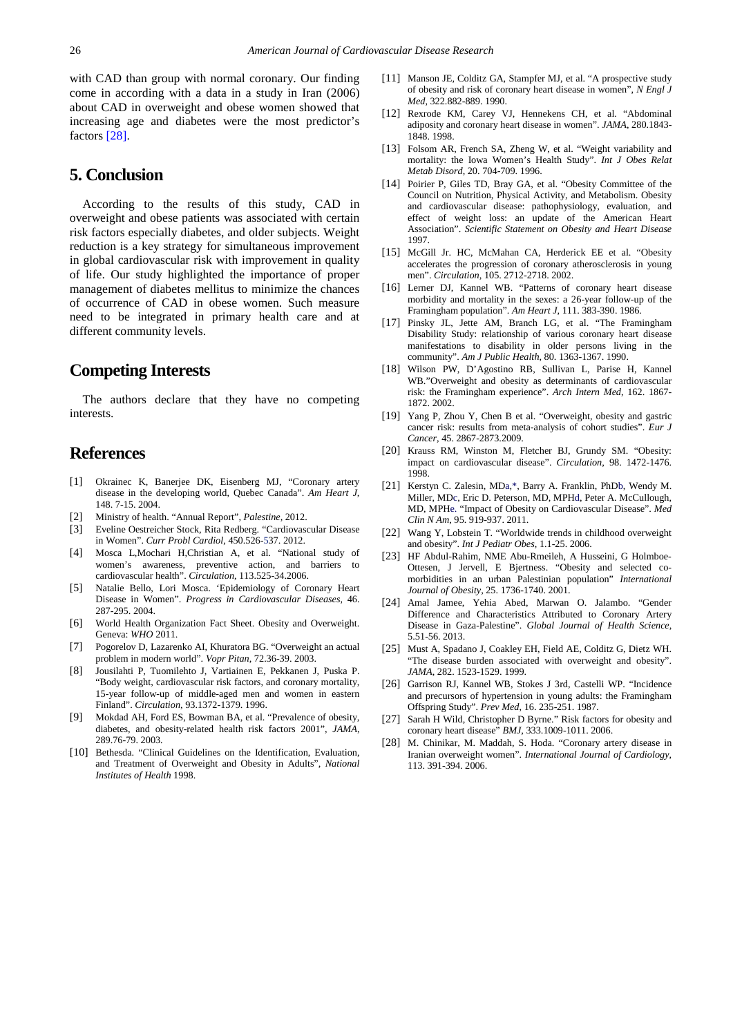with CAD than group with normal coronary. Our finding come in according with a data in a study in Iran (2006) about CAD in overweight and obese women showed that increasing age and diabetes were the most predictor's factors [28].

# 5. Conclusion

According to the results of this study, CAD in overweight and obese patients was associated with certain risk factors especially diabetes, and older subjects. Weight reduction is a key strategy for simultaneous improvement in global cardiovascular risk with improvement in quality of life. Our study highlighted the importance of proper management of diabetes mellitus to minimize the chances of occurrence of CAD in obese women. Such measure need to be integrated in primary health care and at different community levels.

# Competing Interests

The authors declare that they have no competing interests.

# References

[1] Okrainec K, Banerjee DK, Eisenberg MJ, "Coronary artery disease in the developing world, Quebec Canada". *Am Heart J*, 148. 7-15. 2004.

[2] Ministry of health. "Annual Report", *Palestine*, 2012.

[3] Eveline Oestreicher Stock, Rita Redberg. "Cardiovascular Disease in Women". *Curr Probl Cardiol*, 450.526-537. 2012.

[4] Mosca L,Mochari H,Christian A, et al. "National study of women's awareness, preventive action, and barriers to cardiovascular health". *Circulation*, 113.525-34.2006.

[5] Natalie Bello, Lori Mosca. 'Epidemiology of Coronary Heart Disease in Women". *Progress in Cardiovascular Diseases*, 46. 287-295. 2004.

[6] World Health Organization Fact Sheet. Obesity and Overweight. Geneva: *WHO* 2011.

[7] Pogorelov D, Lazarenko AI, Khuratora BG. "Overweight an actual problem in modern world". *Vopr Pitan*, 72.36-39. 2003.

[8] Jousilahti P, Tuomilehto J, Vartiainen E, Pekkanen J, Puska P. "Body weight, cardiovascular risk factors, and coronary mortality, 15-year follow-up of middle-aged men and women in eastern Finland". *Circulation*, 93.1372-1379. 1996.

[9] Mokdad AH, Ford ES, Bowman BA, et al. "Prevalence of obesity, diabetes, and obesity-related health risk factors 2001", *JAMA*, 289.76-79. 2003.

[10] Bethesda. "Clinical Guidelines on the Identification, Evaluation, and Treatment of Overweight and Obesity in Adults", *National Institutes of Health* 1998.

[11] Manson JE, Colditz GA, Stampfer MJ, et al. "A prospective study of obesity and risk of coronary heart disease in women", *N Engl J Med*, 322.882-889. 1990.

[12] Rexrode KM, Carey VJ, Hennekens CH, et al. "Abdominal adiposity and coronary heart disease in women". *JAMA*, 280.1843-1848. 1998.

[13] Folsom AR, French SA, Zheng W, et al. "Weight variability and mortality: the Iowa Women's Health Study". *Int J Obes Relat Metab Disord*, 20. 704-709. 1996.

[14] Poirier P, Giles TD, Bray GA, et al. "Obesity Committee of the Council on Nutrition, Physical Activity, and Metabolism. Obesity and cardiovascular disease: pathophysiology, evaluation, and effect of weight loss: an update of the American Heart Association". *Scientific Statement on Obesity and Heart Disease* 1997.

[15] McGill Jr. HC, McMahan CA, Herderick EE et al. "Obesity accelerates the progression of coronary atherosclerosis in young men". *Circulation*, 105. 2712-2718. 2002.

[16] Lerner DJ, Kannel WB. "Patterns of coronary heart disease morbidity and mortality in the sexes: a 26-year follow-up of the Framingham population". *Am Heart J*, 111. 383-390. 1986.

[17] Pinsky JL, Jette AM, Branch LG, et al. "The Framingham Disability Study: relationship of various coronary heart disease manifestations to disability in older persons living in the community". *Am J Public Health*, 80. 1363-1367. 1990.

[18] Wilson PW, D'Agostino RB, Sullivan L, Parise H, Kannel WB."Overweight and obesity as determinants of cardiovascular risk: the Framingham experience". *Arch Intern Med*, 162. 1867-1872. 2002.

[19] Yang P, Zhou Y, Chen B et al. "Overweight, obesity and gastric cancer risk: results from meta-analysis of cohort studies". *Eur J Cancer*, 45. 2867-2873.2009.

[20] Krauss RM, Winston M, Fletcher BJ, Grundy SM. "Obesity: impact on cardiovascular disease". *Circulation*, 98. 1472-1476. 1998.

[21] Kerstyn C. Zalesin, MDa,*, Barry A. Franklin, PhDb, Wendy M. Miller, MDc, Eric D. Peterson, MD, MPHd, Peter A. McCullough, MD, MPHe. "Impact of Obesity on Cardiovascular Disease". *Med Clin N Am*, 95. 919-937. 2011.

[22] Wang Y, Lobstein T. "Worldwide trends in childhood overweight and obesity". *Int J Pediatr Obes*, 1.1-25. 2006.

[23] HF Abdul-Rahim, NME Abu-Rmeileh, A Husseini, G Holmboe-Ottesen, J Jervell, E Bjertness. "Obesity and selected co-morbidities in an urban Palestinian population" *International Journal of Obesity*, 25. 1736-1740. 2001.

[24] Amal Jamee, Yehia Abed, Marwan O. Jalambo. "Gender Difference and Characteristics Attributed to Coronary Artery Disease in Gaza-Palestine". *Global Journal of Health Science*, 5.51-56. 2013.

[25] Must A, Spadano J, Coakley EH, Field AE, Colditz G, Dietz WH. "The disease burden associated with overweight and obesity". *JAMA*, 282. 1523-1529. 1999.

[26] Garrison RJ, Kannel WB, Stokes J 3rd, Castelli WP. "Incidence and precursors of hypertension in young adults: the Framingham Offspring Study". *Prev Med*, 16. 235-251. 1987.

[27] Sarah H Wild, Christopher D Byrne." Risk factors for obesity and coronary heart disease" *BMJ*, 333.1009-1011. 2006.

[28] M. Chinikar, M. Maddah, S. Hoda. "Coronary artery disease in Iranian overweight women". *International Journal of Cardiology*, 113. 391-394. 2006.